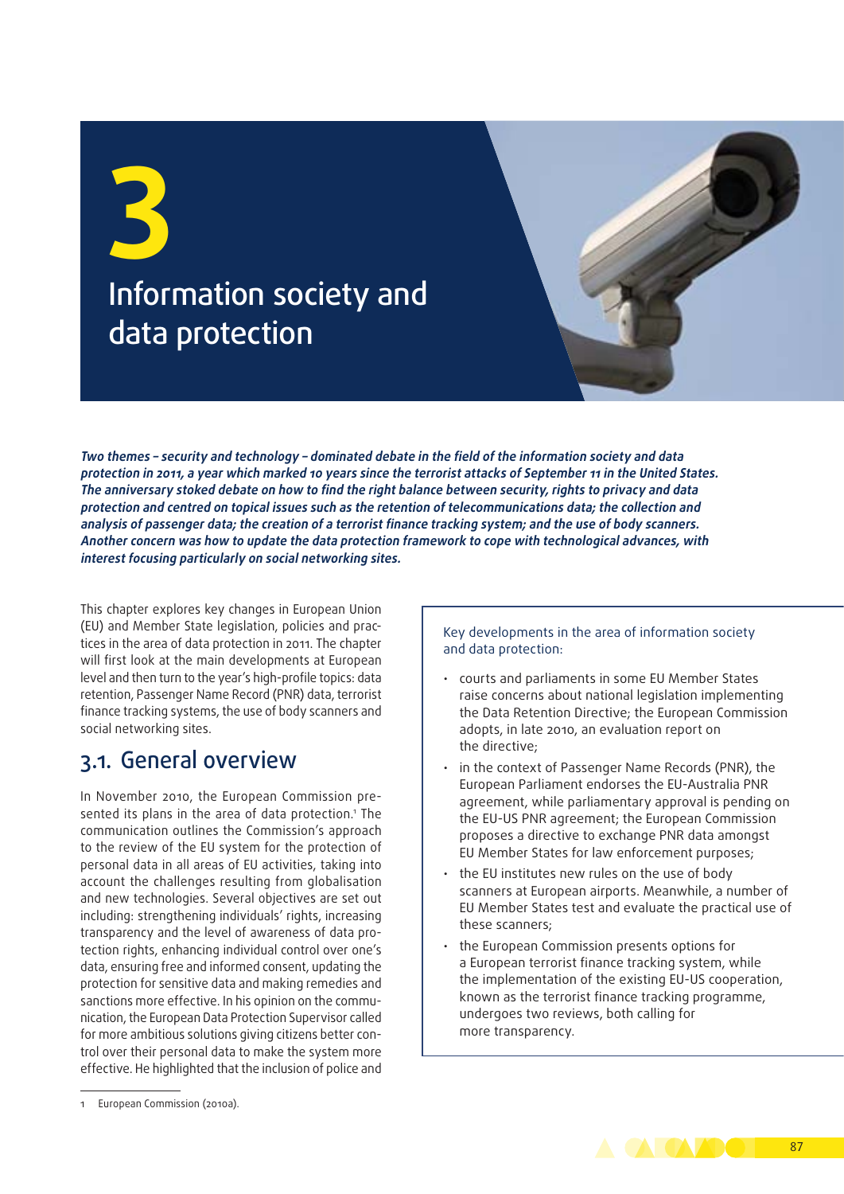# 3 Information society and data protection

***Two themes – security and technology – dominated debate in the field of the information society and data protection in 2011, a year which marked 10 years since the terrorist attacks of September 11 in the United States. The anniversary stoked debate on how to find the right balance between security, rights to privacy and data protection and centred on topical issues such as the retention of telecommunications data; the collection and analysis of passenger data; the creation of a terrorist finance tracking system; and the use of body scanners. Another concern was how to update the data protection framework to cope with technological advances, with interest focusing particularly on social networking sites.***

This chapter explores key changes in European Union (EU) and Member State legislation, policies and practices in the area of data protection in 2011. The chapter will first look at the main developments at European level and then turn to the year's high-profile topics: data retention, Passenger Name Record (PNR) data, terrorist finance tracking systems, the use of body scanners and social networking sites.

## 3.1. General overview

In November 2010, the European Commission presented its plans in the area of data protection.[1] The communication outlines the Commission's approach to the review of the EU system for the protection of personal data in all areas of EU activities, taking into account the challenges resulting from globalisation and new technologies. Several objectives are set out including: strengthening individuals' rights, increasing transparency and the level of awareness of data protection rights, enhancing individual control over one's data, ensuring free and informed consent, updating the protection for sensitive data and making remedies and sanctions more effective. In his opinion on the communication, the European Data Protection Supervisor called for more ambitious solutions giving citizens better control over their personal data to make the system more effective. He highlighted that the inclusion of police and

> Key developments in the area of information society and data protection:
>
> - courts and parliaments in some EU Member States raise concerns about national legislation implementing the Data Retention Directive; the European Commission adopts, in late 2010, an evaluation report on the directive;
> - in the context of Passenger Name Records (PNR), the European Parliament endorses the EU-Australia PNR agreement, while parliamentary approval is pending on the EU-US PNR agreement; the European Commission proposes a directive to exchange PNR data amongst EU Member States for law enforcement purposes;
> - the EU institutes new rules on the use of body scanners at European airports. Meanwhile, a number of EU Member States test and evaluate the practical use of these scanners;
> - the European Commission presents options for a European terrorist finance tracking system, while the implementation of the existing EU-US cooperation, known as the terrorist finance tracking programme, undergoes two reviews, both calling for more transparency.

1 European Commission (2010a).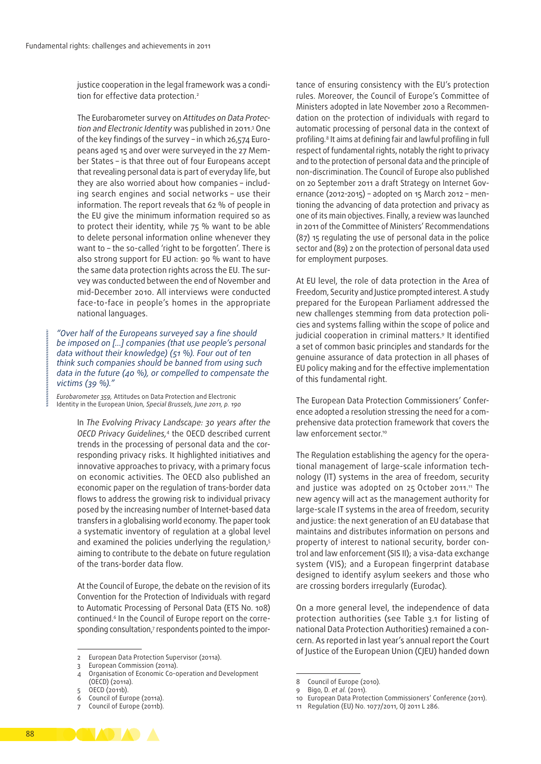justice cooperation in the legal framework was a condition for effective data protection.[2]

The Eurobarometer survey on *Attitudes on Data Protection and Electronic Identity* was published in 2011.[3] One of the key findings of the survey – in which 26,574 Europeans aged 15 and over were surveyed in the 27 Member States – is that three out of four Europeans accept that revealing personal data is part of everyday life, but they are also worried about how companies – including search engines and social networks – use their information. The report reveals that 62 % of people in the EU give the minimum information required so as to protect their identity, while 75 % want to be able to delete personal information online whenever they want to – the so-called 'right to be forgotten'. There is also strong support for EU action: 90 % want to have the same data protection rights across the EU. The survey was conducted between the end of November and mid-December 2010. All interviews were conducted face-to-face in people's homes in the appropriate national languages.

> *"Over half of the Europeans surveyed say a fine should be imposed on […] companies (that use people's personal data without their knowledge) (51 %). Four out of ten think such companies should be banned from using such data in the future (40 %), or compelled to compensate the victims (39 %)."*
>
> *Eurobarometer 359,* Attitudes on Data Protection and Electronic Identity in the European Union, *Special Brussels, June 2011, p. 190*

In *The Evolving Privacy Landscape: 30 years after the OECD Privacy Guidelines*,[4] the OECD described current trends in the processing of personal data and the corresponding privacy risks. It highlighted initiatives and innovative approaches to privacy, with a primary focus on economic activities. The OECD also published an economic paper on the regulation of trans-border data flows to address the growing risk to individual privacy posed by the increasing number of Internet-based data transfers in a globalising world economy. The paper took a systematic inventory of regulation at a global level and examined the policies underlying the regulation,[5] aiming to contribute to the debate on future regulation of the trans-border data flow.

At the Council of Europe, the debate on the revision of its Convention for the Protection of Individuals with regard to Automatic Processing of Personal Data (ETS No. 108) continued.[6] In the Council of Europe report on the corresponding consultation,[7] respondents pointed to the importance of ensuring consistency with the EU's protection rules. Moreover, the Council of Europe's Committee of Ministers adopted in late November 2010 a Recommendation on the protection of individuals with regard to automatic processing of personal data in the context of profiling.[8] It aims at defining fair and lawful profiling in full respect of fundamental rights, notably the right to privacy and to the protection of personal data and the principle of non-discrimination. The Council of Europe also published on 20 September 2011 a draft Strategy on Internet Governance (2012-2015) – adopted on 15 March 2012 – mentioning the advancing of data protection and privacy as one of its main objectives. Finally, a review was launched in 2011 of the Committee of Ministers' Recommendations (87) 15 regulating the use of personal data in the police sector and (89) 2 on the protection of personal data used for employment purposes.

At EU level, the role of data protection in the Area of Freedom, Security and Justice prompted interest. A study prepared for the European Parliament addressed the new challenges stemming from data protection policies and systems falling within the scope of police and judicial cooperation in criminal matters.[9] It identified a set of common basic principles and standards for the genuine assurance of data protection in all phases of EU policy making and for the effective implementation of this fundamental right.

The European Data Protection Commissioners' Conference adopted a resolution stressing the need for a comprehensive data protection framework that covers the law enforcement sector.[10]

The Regulation establishing the agency for the operational management of large-scale information technology (IT) systems in the area of freedom, security and justice was adopted on 25 October 2011.[11] The new agency will act as the management authority for large-scale IT systems in the area of freedom, security and justice: the next generation of an EU database that maintains and distributes information on persons and property of interest to national security, border control and law enforcement (SIS II); a visa-data exchange system (VIS); and a European fingerprint database designed to identify asylum seekers and those who are crossing borders irregularly (Eurodac).

On a more general level, the independence of data protection authorities (see Table 3.1 for listing of national Data Protection Authorities) remained a concern. As reported in last year's annual report the Court of Justice of the European Union (CJEU) handed down

---

2 European Data Protection Supervisor (2011a).
3 European Commission (2011a).
4 Organisation of Economic Co-operation and Development (OECD) (2011a).
5 OECD (2011b).
6 Council of Europe (2011a).
7 Council of Europe (2011b).
8 Council of Europe (2010).
9 Bigo, D. *et al.* (2011).
10 European Data Protection Commissioners' Conference (2011).
11 Regulation (EU) No. 1077/2011, OJ 2011 L 286.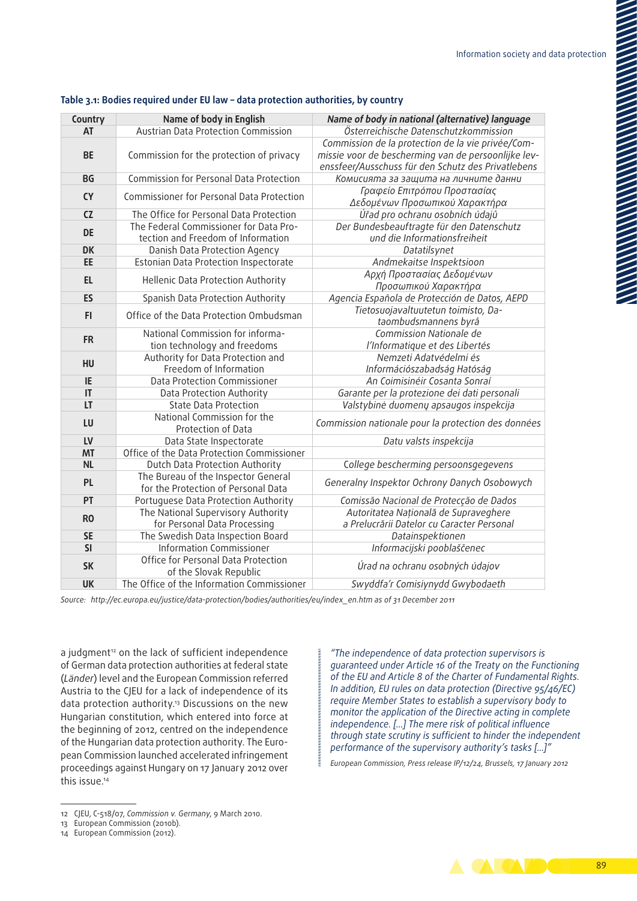**Table 3.1: Bodies required under EU law – data protection authorities, by country**

| Country | Name of body in English | *Name of body in national (alternative) language* |
|---|---|---|
| AT | Austrian Data Protection Commission | *Österreichische Datenschutzkommission* |
| BE | Commission for the protection of privacy | *Commission de la protection de la vie privée/Commissie voor de bescherming van de persoonlijke levenssfeer/Ausschuss für den Schutz des Privatlebens* |
| BG | Commission for Personal Data Protection | *Комисията за защита на личните данни* |
| CY | Commissioner for Personal Data Protection | *Γραφείο Επιτρόπου Προστασίας Δεδομένων Προσωπικού Χαρακτήρα* |
| CZ | The Office for Personal Data Protection | *Úřad pro ochranu osobních údajů* |
| DE | The Federal Commissioner for Data Protection and Freedom of Information | *Der Bundesbeauftragte für den Datenschutz und die Informationsfreiheit* |
| DK | Danish Data Protection Agency | *Datatilsynet* |
| EE | Estonian Data Protection Inspectorate | *Andmekaitse Inspektsioon* |
| EL | Hellenic Data Protection Authority | *Αρχή Προστασίας Δεδομένων Προσωπικού Χαρακτήρα* |
| ES | Spanish Data Protection Authority | *Agencia Española de Protección de Datos, AEPD* |
| FI | Office of the Data Protection Ombudsman | *Tietosuojavaltuutetun toimisto, Dataombudsmannens byrå* |
| FR | National Commission for information technology and freedoms | *Commission Nationale de l'Informatique et des Libertés* |
| HU | Authority for Data Protection and Freedom of Information | *Nemzeti Adatvédelmi és Információszabadság Hatóság* |
| IE | Data Protection Commissioner | *An Coimisinéir Cosanta Sonraí* |
| IT | Data Protection Authority | *Garante per la protezione dei dati personali* |
| LT | State Data Protection | *Valstybinė duomenų apsaugos inspekcija* |
| LU | National Commission for the Protection of Data | *Commission nationale pour la protection des données* |
| LV | Data State Inspectorate | *Datu valsts inspekcija* |
| MT | Office of the Data Protection Commissioner | |
| NL | Dutch Data Protection Authority | *College bescherming persoonsgegevens* |
| PL | The Bureau of the Inspector General for the Protection of Personal Data | *Generalny Inspektor Ochrony Danych Osobowych* |
| PT | Portuguese Data Protection Authority | *Comissão Nacional de Protecção de Dados* |
| RO | The National Supervisory Authority for Personal Data Processing | *Autoritatea Națională de Supraveghere a Prelucrării Datelor cu Caracter Personal* |
| SE | The Swedish Data Inspection Board | *Datainspektionen* |
| SI | Information Commissioner | *Informacijski pooblaščenec* |
| SK | Office for Personal Data Protection of the Slovak Republic | *Úrad na ochranu osobných údajov* |
| UK | The Office of the Information Commissioner | *Swyddfa'r Comisiynydd Gwybodaeth* |

*Source: http://ec.europa.eu/justice/data-protection/bodies/authorities/eu/index_en.htm as of 31 December 2011*

a judgment[12] on the lack of sufficient independence of German data protection authorities at federal state (*Länder*) level and the European Commission referred Austria to the CJEU for a lack of independence of its data protection authority.[13] Discussions on the new Hungarian constitution, which entered into force at the beginning of 2012, centred on the independence of the Hungarian data protection authority. The European Commission launched accelerated infringement proceedings against Hungary on 17 January 2012 over this issue.[14]

> *"The independence of data protection supervisors is guaranteed under Article 16 of the Treaty on the Functioning of the EU and Article 8 of the Charter of Fundamental Rights. In addition, EU rules on data protection (Directive 95/46/EC) require Member States to establish a supervisory body to monitor the application of the Directive acting in complete independence. [...] The mere risk of political influence through state scrutiny is sufficient to hinder the independent performance of the supervisory authority's tasks [...]"*
>
> *European Commission, Press release IP/12/24, Brussels, 17 January 2012*

12 CJEU, C-518/07, *Commission v. Germany*, 9 March 2010.
13 European Commission (2010b).
14 European Commission (2012).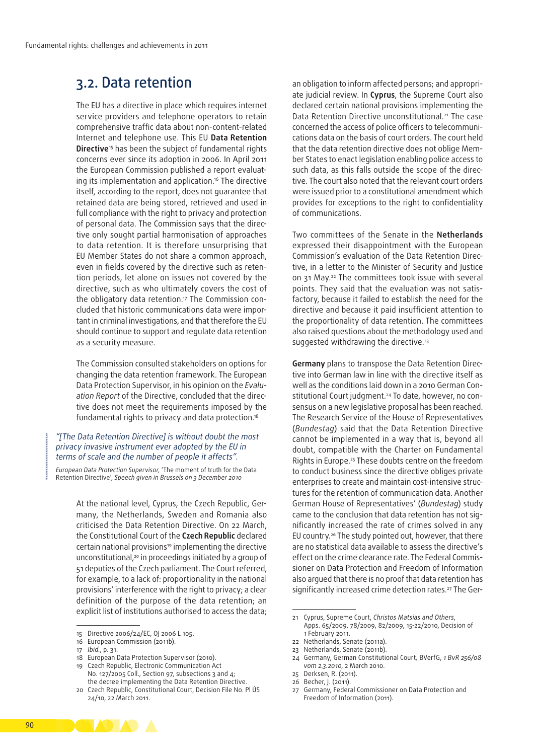## 3.2. Data retention

The EU has a directive in place which requires internet service providers and telephone operators to retain comprehensive traffic data about non-content-related Internet and telephone use. This EU **Data Retention Directive**[15] has been the subject of fundamental rights concerns ever since its adoption in 2006. In April 2011 the European Commission published a report evaluating its implementation and application.[16] The directive itself, according to the report, does not guarantee that retained data are being stored, retrieved and used in full compliance with the right to privacy and protection of personal data. The Commission says that the directive only sought partial harmonisation of approaches to data retention. It is therefore unsurprising that EU Member States do not share a common approach, even in fields covered by the directive such as retention periods, let alone on issues not covered by the directive, such as who ultimately covers the cost of the obligatory data retention.[17] The Commission concluded that historic communications data were important in criminal investigations, and that therefore the EU should continue to support and regulate data retention as a security measure.

The Commission consulted stakeholders on options for changing the data retention framework. The European Data Protection Supervisor, in his opinion on the *Evaluation Report* of the Directive, concluded that the directive does not meet the requirements imposed by the fundamental rights to privacy and data protection.[18]

> *"[The Data Retention Directive] is without doubt the most privacy invasive instrument ever adopted by the EU in terms of scale and the number of people it affects".*
>
> *European Data Protection Supervisor,* 'The moment of truth for the Data Retention Directive', *Speech given in Brussels on 3 December 2010*

At the national level, Cyprus, the Czech Republic, Germany, the Netherlands, Sweden and Romania also criticised the Data Retention Directive. On 22 March, the Constitutional Court of the **Czech Republic** declared certain national provisions[19] implementing the directive unconstitutional,[20] in proceedings initiated by a group of 51 deputies of the Czech parliament. The Court referred, for example, to a lack of: proportionality in the national provisions' interference with the right to privacy; a clear definition of the purpose of the data retention; an explicit list of institutions authorised to access the data; an obligation to inform affected persons; and appropriate judicial review. In **Cyprus**, the Supreme Court also declared certain national provisions implementing the Data Retention Directive unconstitutional.[21] The case concerned the access of police officers to telecommunications data on the basis of court orders. The court held that the data retention directive does not oblige Member States to enact legislation enabling police access to such data, as this falls outside the scope of the directive. The court also noted that the relevant court orders were issued prior to a constitutional amendment which provides for exceptions to the right to confidentiality of communications.

Two committees of the Senate in the **Netherlands** expressed their disappointment with the European Commission's evaluation of the Data Retention Directive, in a letter to the Minister of Security and Justice on 31 May.[22] The committees took issue with several points. They said that the evaluation was not satisfactory, because it failed to establish the need for the directive and because it paid insufficient attention to the proportionality of data retention. The committees also raised questions about the methodology used and suggested withdrawing the directive.[23]

**Germany** plans to transpose the Data Retention Directive into German law in line with the directive itself as well as the conditions laid down in a 2010 German Constitutional Court judgment.[24] To date, however, no consensus on a new legislative proposal has been reached. The Research Service of the House of Representatives (*Bundestag*) said that the Data Retention Directive cannot be implemented in a way that is, beyond all doubt, compatible with the Charter on Fundamental Rights in Europe.[25] These doubts centre on the freedom to conduct business since the directive obliges private enterprises to create and maintain cost-intensive structures for the retention of communication data. Another German House of Representatives' (*Bundestag*) study came to the conclusion that data retention has not significantly increased the rate of crimes solved in any EU country.[26] The study pointed out, however, that there are no statistical data available to assess the directive's effect on the crime clearance rate. The Federal Commissioner on Data Protection and Freedom of Information also argued that there is no proof that data retention has significantly increased crime detection rates.[27] The Ger-

---

15 Directive 2006/24/EC, OJ 2006 L 105.
16 European Commission (2011b).
17 *Ibid.*, p. 31.
18 European Data Protection Supervisor (2010).
19 Czech Republic, Electronic Communication Act No. 127/2005 Coll., Section 97, subsections 3 and 4; the decree implementing the Data Retention Directive.
20 Czech Republic, Constitutional Court, Decision File No. Pl ÚS 24/10, 22 March 2011.
21 Cyprus, Supreme Court, *Christos Matsias and Others*, Apps. 65/2009, 78/2009, 82/2009, 15-22/2010, Decision of 1 February 2011.
22 Netherlands, Senate (2011a).
23 Netherlands, Senate (2011b).
24 Germany, German Constitutional Court, BVerfG, *1 BvR 256/08 vom 2.3.2010*, 2 March 2010.
25 Derksen, R. (2011).
26 Becher, J. (2011).
27 Germany, Federal Commissioner on Data Protection and Freedom of Information (2011).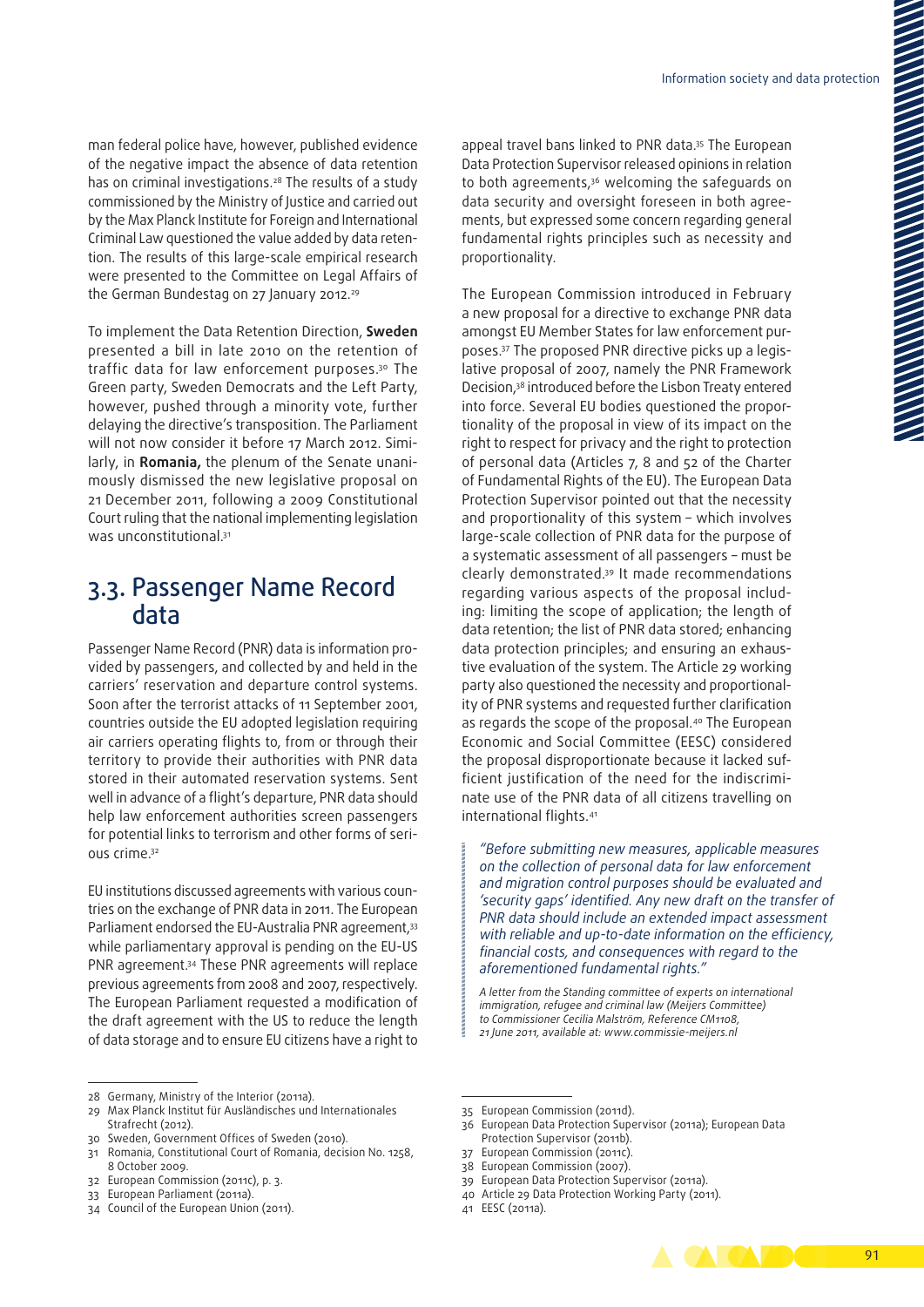man federal police have, however, published evidence of the negative impact the absence of data retention has on criminal investigations.[28] The results of a study commissioned by the Ministry of Justice and carried out by the Max Planck Institute for Foreign and International Criminal Law questioned the value added by data retention. The results of this large-scale empirical research were presented to the Committee on Legal Affairs of the German Bundestag on 27 January 2012.[29]

To implement the Data Retention Direction, **Sweden** presented a bill in late 2010 on the retention of traffic data for law enforcement purposes.[30] The Green party, Sweden Democrats and the Left Party, however, pushed through a minority vote, further delaying the directive's transposition. The Parliament will not now consider it before 17 March 2012. Similarly, in **Romania,** the plenum of the Senate unanimously dismissed the new legislative proposal on 21 December 2011, following a 2009 Constitutional Court ruling that the national implementing legislation was unconstitutional.[31]

## 3.3. Passenger Name Record data

Passenger Name Record (PNR) data is information provided by passengers, and collected by and held in the carriers' reservation and departure control systems. Soon after the terrorist attacks of 11 September 2001, countries outside the EU adopted legislation requiring air carriers operating flights to, from or through their territory to provide their authorities with PNR data stored in their automated reservation systems. Sent well in advance of a flight's departure, PNR data should help law enforcement authorities screen passengers for potential links to terrorism and other forms of serious crime.[32]

EU institutions discussed agreements with various countries on the exchange of PNR data in 2011. The European Parliament endorsed the EU-Australia PNR agreement,[33] while parliamentary approval is pending on the EU-US PNR agreement.[34] These PNR agreements will replace previous agreements from 2008 and 2007, respectively. The European Parliament requested a modification of the draft agreement with the US to reduce the length of data storage and to ensure EU citizens have a right to appeal travel bans linked to PNR data.[35] The European Data Protection Supervisor released opinions in relation to both agreements,[36] welcoming the safeguards on data security and oversight foreseen in both agreements, but expressed some concern regarding general fundamental rights principles such as necessity and proportionality.

The European Commission introduced in February a new proposal for a directive to exchange PNR data amongst EU Member States for law enforcement purposes.[37] The proposed PNR directive picks up a legislative proposal of 2007, namely the PNR Framework Decision,[38] introduced before the Lisbon Treaty entered into force. Several EU bodies questioned the proportionality of the proposal in view of its impact on the right to respect for privacy and the right to protection of personal data (Articles 7, 8 and 52 of the Charter of Fundamental Rights of the EU). The European Data Protection Supervisor pointed out that the necessity and proportionality of this system – which involves large-scale collection of PNR data for the purpose of a systematic assessment of all passengers – must be clearly demonstrated.[39] It made recommendations regarding various aspects of the proposal including: limiting the scope of application; the length of data retention; the list of PNR data stored; enhancing data protection principles; and ensuring an exhaustive evaluation of the system. The Article 29 working party also questioned the necessity and proportionality of PNR systems and requested further clarification as regards the scope of the proposal.[40] The European Economic and Social Committee (EESC) considered the proposal disproportionate because it lacked sufficient justification of the need for the indiscriminate use of the PNR data of all citizens travelling on international flights.[41]

> *"Before submitting new measures, applicable measures on the collection of personal data for law enforcement and migration control purposes should be evaluated and 'security gaps' identified. Any new draft on the transfer of PNR data should include an extended impact assessment with reliable and up-to-date information on the efficiency, financial costs, and consequences with regard to the aforementioned fundamental rights."*
>
> *A letter from the Standing committee of experts on international immigration, refugee and criminal law (Meijers Committee) to Commissioner Cecilia Malström, Reference CM1108, 21 June 2011, available at: www.commissie-meijers.nl*

---

28 Germany, Ministry of the Interior (2011a).
29 Max Planck Institut für Ausländisches und Internationales Strafrecht (2012).
30 Sweden, Government Offices of Sweden (2010).
31 Romania, Constitutional Court of Romania, decision No. 1258, 8 October 2009.
32 European Commission (2011c), p. 3.
33 European Parliament (2011a).
34 Council of the European Union (2011).
35 European Commission (2011d).
36 European Data Protection Supervisor (2011a); European Data Protection Supervisor (2011b).
37 European Commission (2011c).
38 European Commission (2007).
39 European Data Protection Supervisor (2011a).
40 Article 29 Data Protection Working Party (2011).
41 EESC (2011a).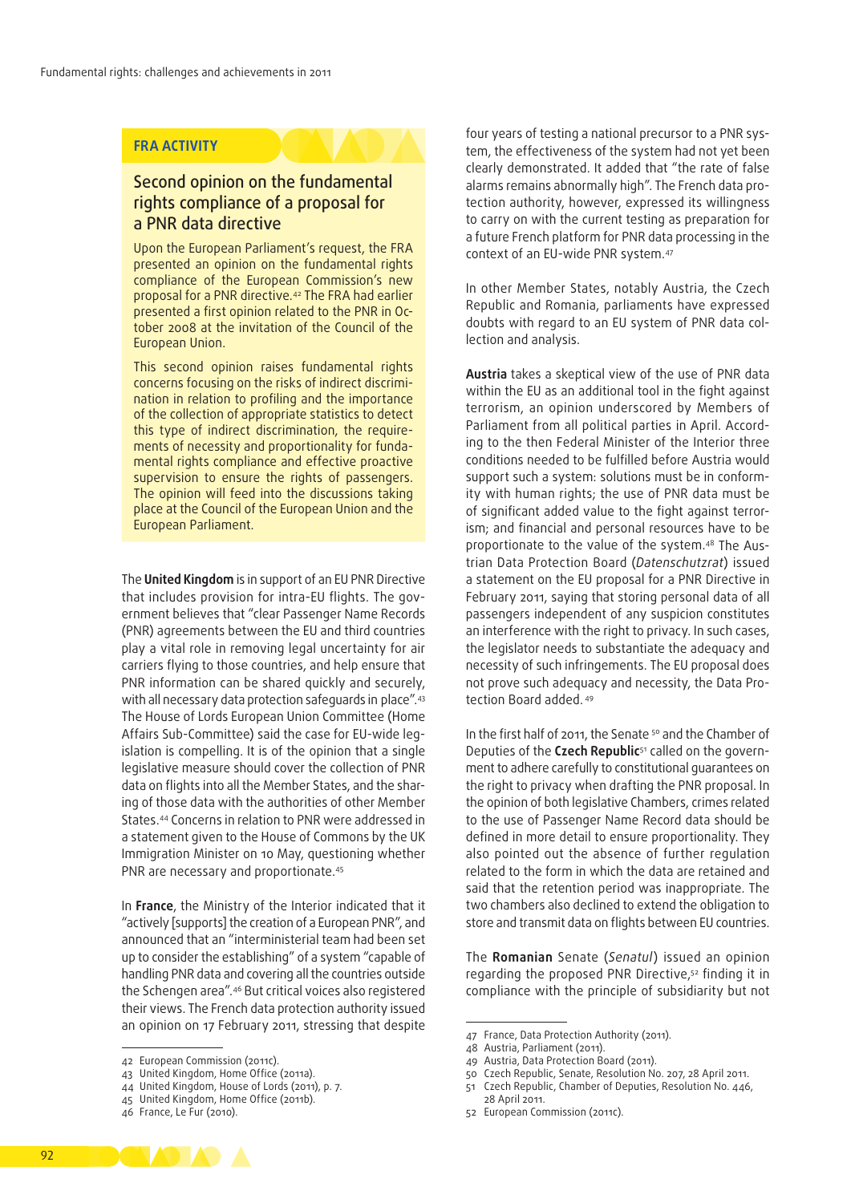**FRA ACTIVITY**

### Second opinion on the fundamental rights compliance of a proposal for a PNR data directive

Upon the European Parliament's request, the FRA presented an opinion on the fundamental rights compliance of the European Commission's new proposal for a PNR directive.[42] The FRA had earlier presented a first opinion related to the PNR in October 2008 at the invitation of the Council of the European Union.

This second opinion raises fundamental rights concerns focusing on the risks of indirect discrimination in relation to profiling and the importance of the collection of appropriate statistics to detect this type of indirect discrimination, the requirements of necessity and proportionality for fundamental rights compliance and effective proactive supervision to ensure the rights of passengers. The opinion will feed into the discussions taking place at the Council of the European Union and the European Parliament.

The **United Kingdom** is in support of an EU PNR Directive that includes provision for intra-EU flights. The government believes that "clear Passenger Name Records (PNR) agreements between the EU and third countries play a vital role in removing legal uncertainty for air carriers flying to those countries, and help ensure that PNR information can be shared quickly and securely, with all necessary data protection safeguards in place".[43] The House of Lords European Union Committee (Home Affairs Sub-Committee) said the case for EU-wide legislation is compelling. It is of the opinion that a single legislative measure should cover the collection of PNR data on flights into all the Member States, and the sharing of those data with the authorities of other Member States.[44] Concerns in relation to PNR were addressed in a statement given to the House of Commons by the UK Immigration Minister on 10 May, questioning whether PNR are necessary and proportionate.[45]

In **France**, the Ministry of the Interior indicated that it "actively [supports] the creation of a European PNR", and announced that an "interministerial team had been set up to consider the establishing" of a system "capable of handling PNR data and covering all the countries outside the Schengen area".[46] But critical voices also registered their views. The French data protection authority issued an opinion on 17 February 2011, stressing that despite four years of testing a national precursor to a PNR system, the effectiveness of the system had not yet been clearly demonstrated. It added that "the rate of false alarms remains abnormally high". The French data protection authority, however, expressed its willingness to carry on with the current testing as preparation for a future French platform for PNR data processing in the context of an EU-wide PNR system.[47]

In other Member States, notably Austria, the Czech Republic and Romania, parliaments have expressed doubts with regard to an EU system of PNR data collection and analysis.

**Austria** takes a skeptical view of the use of PNR data within the EU as an additional tool in the fight against terrorism, an opinion underscored by Members of Parliament from all political parties in April. According to the then Federal Minister of the Interior three conditions needed to be fulfilled before Austria would support such a system: solutions must be in conformity with human rights; the use of PNR data must be of significant added value to the fight against terrorism; and financial and personal resources have to be proportionate to the value of the system.[48] The Austrian Data Protection Board (*Datenschutzrat*) issued a statement on the EU proposal for a PNR Directive in February 2011, saying that storing personal data of all passengers independent of any suspicion constitutes an interference with the right to privacy. In such cases, the legislator needs to substantiate the adequacy and necessity of such infringements. The EU proposal does not prove such adequacy and necessity, the Data Protection Board added.[49]

In the first half of 2011, the Senate[50] and the Chamber of Deputies of the **Czech Republic**[51] called on the government to adhere carefully to constitutional guarantees on the right to privacy when drafting the PNR proposal. In the opinion of both legislative Chambers, crimes related to the use of Passenger Name Record data should be defined in more detail to ensure proportionality. They also pointed out the absence of further regulation related to the form in which the data are retained and said that the retention period was inappropriate. The two chambers also declined to extend the obligation to store and transmit data on flights between EU countries.

The **Romanian** Senate (*Senatul*) issued an opinion regarding the proposed PNR Directive,[52] finding it in compliance with the principle of subsidiarity but not

42 European Commission (2011c).
43 United Kingdom, Home Office (2011a).
44 United Kingdom, House of Lords (2011), p. 7.
45 United Kingdom, Home Office (2011b).
46 France, Le Fur (2010).
47 France, Data Protection Authority (2011).
48 Austria, Parliament (2011).
49 Austria, Data Protection Board (2011).
50 Czech Republic, Senate, Resolution No. 207, 28 April 2011.
51 Czech Republic, Chamber of Deputies, Resolution No. 446, 28 April 2011.
52 European Commission (2011c).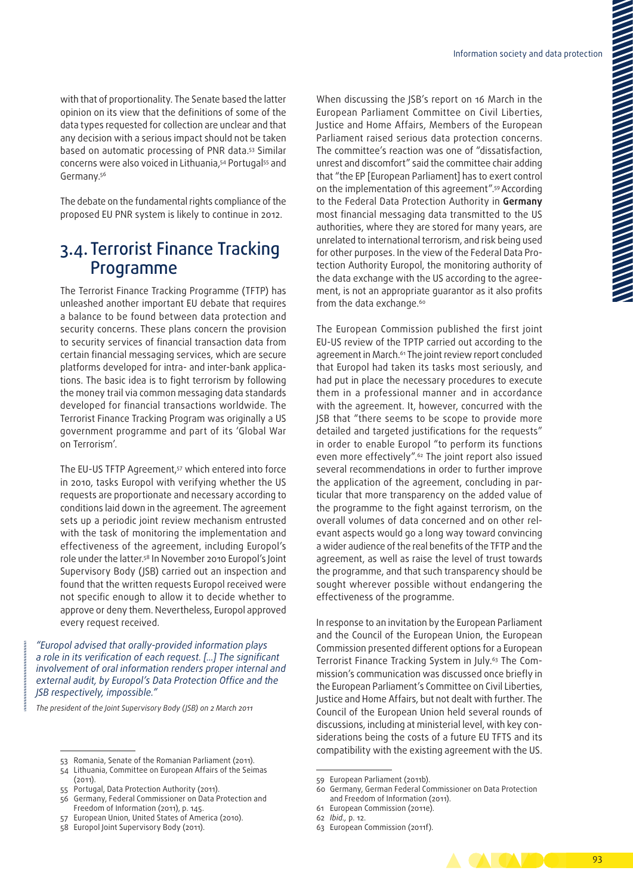with that of proportionality. The Senate based the latter opinion on its view that the definitions of some of the data types requested for collection are unclear and that any decision with a serious impact should not be taken based on automatic processing of PNR data.[53] Similar concerns were also voiced in Lithuania,[54] Portugal[55] and Germany.[56]

The debate on the fundamental rights compliance of the proposed EU PNR system is likely to continue in 2012.

## 3.4. Terrorist Finance Tracking Programme

The Terrorist Finance Tracking Programme (TFTP) has unleashed another important EU debate that requires a balance to be found between data protection and security concerns. These plans concern the provision to security services of financial transaction data from certain financial messaging services, which are secure platforms developed for intra- and inter-bank applications. The basic idea is to fight terrorism by following the money trail via common messaging data standards developed for financial transactions worldwide. The Terrorist Finance Tracking Program was originally a US government programme and part of its 'Global War on Terrorism'.

The EU-US TFTP Agreement,[57] which entered into force in 2010, tasks Europol with verifying whether the US requests are proportionate and necessary according to conditions laid down in the agreement. The agreement sets up a periodic joint review mechanism entrusted with the task of monitoring the implementation and effectiveness of the agreement, including Europol's role under the latter.[58] In November 2010 Europol's Joint Supervisory Body (JSB) carried out an inspection and found that the written requests Europol received were not specific enough to allow it to decide whether to approve or deny them. Nevertheless, Europol approved every request received.

*"Europol advised that orally-provided information plays a role in its verification of each request. [...] The significant involvement of oral information renders proper internal and external audit, by Europol's Data Protection Office and the JSB respectively, impossible."*

*The president of the Joint Supervisory Body (JSB) on 2 March 2011*

When discussing the JSB's report on 16 March in the European Parliament Committee on Civil Liberties, Justice and Home Affairs, Members of the European Parliament raised serious data protection concerns. The committee's reaction was one of "dissatisfaction, unrest and discomfort" said the committee chair adding that "the EP [European Parliament] has to exert control on the implementation of this agreement".[59] According to the Federal Data Protection Authority in **Germany** most financial messaging data transmitted to the US authorities, where they are stored for many years, are unrelated to international terrorism, and risk being used for other purposes. In the view of the Federal Data Protection Authority Europol, the monitoring authority of the data exchange with the US according to the agreement, is not an appropriate guarantor as it also profits from the data exchange.[60]

The European Commission published the first joint EU-US review of the TPTP carried out according to the agreement in March.[61] The joint review report concluded that Europol had taken its tasks most seriously, and had put in place the necessary procedures to execute them in a professional manner and in accordance with the agreement. It, however, concurred with the JSB that "there seems to be scope to provide more detailed and targeted justifications for the requests" in order to enable Europol "to perform its functions even more effectively".[62] The joint report also issued several recommendations in order to further improve the application of the agreement, concluding in particular that more transparency on the added value of the programme to the fight against terrorism, on the overall volumes of data concerned and on other relevant aspects would go a long way toward convincing a wider audience of the real benefits of the TFTP and the agreement, as well as raise the level of trust towards the programme, and that such transparency should be sought wherever possible without endangering the effectiveness of the programme.

In response to an invitation by the European Parliament and the Council of the European Union, the European Commission presented different options for a European Terrorist Finance Tracking System in July.[63] The Commission's communication was discussed once briefly in the European Parliament's Committee on Civil Liberties, Justice and Home Affairs, but not dealt with further. The Council of the European Union held several rounds of discussions, including at ministerial level, with key considerations being the costs of a future EU TFTS and its compatibility with the existing agreement with the US.

---

53 Romania, Senate of the Romanian Parliament (2011).
54 Lithuania, Committee on European Affairs of the Seimas (2011).
55 Portugal, Data Protection Authority (2011).
56 Germany, Federal Commissioner on Data Protection and Freedom of Information (2011), p. 145.
57 European Union, United States of America (2010).
58 Europol Joint Supervisory Body (2011).
59 European Parliament (2011b).
60 Germany, German Federal Commissioner on Data Protection and Freedom of Information (2011).
61 European Commission (2011e).
62 *Ibid.*, p. 12.
63 European Commission (2011f).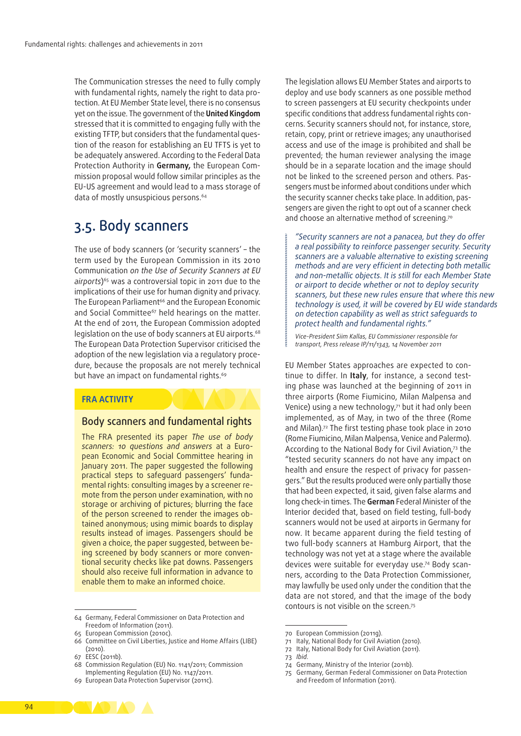The Communication stresses the need to fully comply with fundamental rights, namely the right to data protection. At EU Member State level, there is no consensus yet on the issue. The government of the **United Kingdom** stressed that it is committed to engaging fully with the existing TFTP, but considers that the fundamental question of the reason for establishing an EU TFTS is yet to be adequately answered. According to the Federal Data Protection Authority in **Germany,** the European Commission proposal would follow similar principles as the EU-US agreement and would lead to a mass storage of data of mostly unsuspicious persons.[64]

## 3.5. Body scanners

The use of body scanners (or 'security scanners' – the term used by the European Commission in its 2010 Communication *on the Use of Security Scanners at EU airports*)[65] was a controversial topic in 2011 due to the implications of their use for human dignity and privacy. The European Parliament[66] and the European Economic and Social Committee[67] held hearings on the matter. At the end of 2011, the European Commission adopted legislation on the use of body scanners at EU airports.[68] The European Data Protection Supervisor criticised the adoption of the new legislation via a regulatory procedure, because the proposals are not merely technical but have an impact on fundamental rights.[69]

> **FRA ACTIVITY**
>
> ### Body scanners and fundamental rights
>
> The FRA presented its paper *The use of body scanners: 10 questions and answers* at a European Economic and Social Committee hearing in January 2011. The paper suggested the following practical steps to safeguard passengers' fundamental rights: consulting images by a screener remote from the person under examination, with no storage or archiving of pictures; blurring the face of the person screened to render the images obtained anonymous; using mimic boards to display results instead of images. Passengers should be given a choice, the paper suggested, between being screened by body scanners or more conventional security checks like pat downs. Passengers should also receive full information in advance to enable them to make an informed choice.

The legislation allows EU Member States and airports to deploy and use body scanners as one possible method to screen passengers at EU security checkpoints under specific conditions that address fundamental rights concerns. Security scanners should not, for instance, store, retain, copy, print or retrieve images; any unauthorised access and use of the image is prohibited and shall be prevented; the human reviewer analysing the image should be in a separate location and the image should not be linked to the screened person and others. Passengers must be informed about conditions under which the security scanner checks take place. In addition, passengers are given the right to opt out of a scanner check and choose an alternative method of screening.[70]

> *"Security scanners are not a panacea, but they do offer a real possibility to reinforce passenger security. Security scanners are a valuable alternative to existing screening methods and are very efficient in detecting both metallic and non-metallic objects. It is still for each Member State or airport to decide whether or not to deploy security scanners, but these new rules ensure that where this new technology is used, it will be covered by EU wide standards on detection capability as well as strict safeguards to protect health and fundamental rights."*
>
> *Vice-President Siim Kallas, EU Commissioner responsible for transport, Press release IP/11/1343, 14 November 2011*

EU Member States approaches are expected to continue to differ. In **Italy**, for instance, a second testing phase was launched at the beginning of 2011 in three airports (Rome Fiumicino, Milan Malpensa and Venice) using a new technology,[71] but it had only been implemented, as of May, in two of the three (Rome and Milan).[72] The first testing phase took place in 2010 (Rome Fiumicino, Milan Malpensa, Venice and Palermo). According to the National Body for Civil Aviation,[73] the "tested security scanners do not have any impact on health and ensure the respect of privacy for passengers." But the results produced were only partially those that had been expected, it said, given false alarms and long check-in times. The **German** Federal Minister of the Interior decided that, based on field testing, full-body scanners would not be used at airports in Germany for now. It became apparent during the field testing of two full-body scanners at Hamburg Airport, that the technology was not yet at a stage where the available devices were suitable for everyday use.[74] Body scanners, according to the Data Protection Commissioner, may lawfully be used only under the condition that the data are not stored, and that the image of the body contours is not visible on the screen.[75]

---

64 Germany, Federal Commissioner on Data Protection and Freedom of Information (2011).
65 European Commission (2010c).
66 Committee on Civil Liberties, Justice and Home Affairs (LIBE) (2010).
67 EESC (2011b).
68 Commission Regulation (EU) No. 1141/2011; Commission Implementing Regulation (EU) No. 1147/2011.
69 European Data Protection Supervisor (2011c).
70 European Commission (2011g).
71 Italy, National Body for Civil Aviation (2010).
72 Italy, National Body for Civil Aviation (2011).
73 *Ibid.*
74 Germany, Ministry of the Interior (2011b).
75 Germany, German Federal Commissioner on Data Protection and Freedom of Information (2011).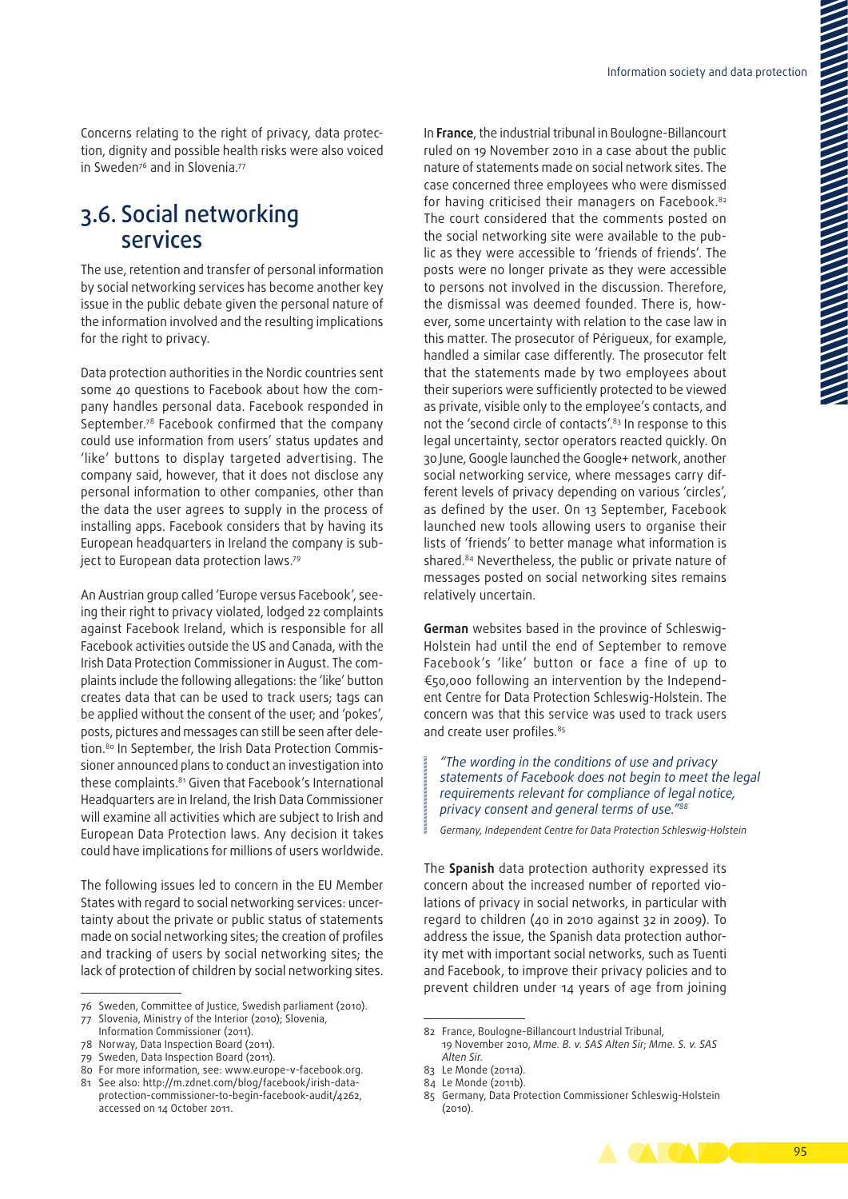Concerns relating to the right of privacy, data protection, dignity and possible health risks were also voiced in Sweden[76] and in Slovenia.[77]

## 3.6. Social networking services

The use, retention and transfer of personal information by social networking services has become another key issue in the public debate given the personal nature of the information involved and the resulting implications for the right to privacy.

Data protection authorities in the Nordic countries sent some 40 questions to Facebook about how the company handles personal data. Facebook responded in September.[78] Facebook confirmed that the company could use information from users' status updates and 'like' buttons to display targeted advertising. The company said, however, that it does not disclose any personal information to other companies, other than the data the user agrees to supply in the process of installing apps. Facebook considers that by having its European headquarters in Ireland the company is subject to European data protection laws.[79]

An Austrian group called 'Europe versus Facebook', seeing their right to privacy violated, lodged 22 complaints against Facebook Ireland, which is responsible for all Facebook activities outside the US and Canada, with the Irish Data Protection Commissioner in August. The complaints include the following allegations: the 'like' button creates data that can be used to track users; tags can be applied without the consent of the user; and 'pokes', posts, pictures and messages can still be seen after deletion.[80] In September, the Irish Data Protection Commissioner announced plans to conduct an investigation into these complaints.[81] Given that Facebook's International Headquarters are in Ireland, the Irish Data Commissioner will examine all activities which are subject to Irish and European Data Protection laws. Any decision it takes could have implications for millions of users worldwide.

The following issues led to concern in the EU Member States with regard to social networking services: uncertainty about the private or public status of statements made on social networking sites; the creation of profiles and tracking of users by social networking sites; the lack of protection of children by social networking sites.

In **France**, the industrial tribunal in Boulogne-Billancourt ruled on 19 November 2010 in a case about the public nature of statements made on social network sites. The case concerned three employees who were dismissed for having criticised their managers on Facebook.[82] The court considered that the comments posted on the social networking site were available to the public as they were accessible to 'friends of friends'. The posts were no longer private as they were accessible to persons not involved in the discussion. Therefore, the dismissal was deemed founded. There is, however, some uncertainty with relation to the case law in this matter. The prosecutor of Périgueux, for example, handled a similar case differently. The prosecutor felt that the statements made by two employees about their superiors were sufficiently protected to be viewed as private, visible only to the employee's contacts, and not the 'second circle of contacts'.[83] In response to this legal uncertainty, sector operators reacted quickly. On 30 June, Google launched the Google+ network, another social networking service, where messages carry different levels of privacy depending on various 'circles', as defined by the user. On 13 September, Facebook launched new tools allowing users to organise their lists of 'friends' to better manage what information is shared.[84] Nevertheless, the public or private nature of messages posted on social networking sites remains relatively uncertain.

**German** websites based in the province of Schleswig-Holstein had until the end of September to remove Facebook's 'like' button or face a fine of up to €50,000 following an intervention by the Independent Centre for Data Protection Schleswig-Holstein. The concern was that this service was used to track users and create user profiles.[85]

> *"The wording in the conditions of use and privacy statements of Facebook does not begin to meet the legal requirements relevant for compliance of legal notice, privacy consent and general terms of use."*[88]
>
> *Germany, Independent Centre for Data Protection Schleswig-Holstein*

The **Spanish** data protection authority expressed its concern about the increased number of reported violations of privacy in social networks, in particular with regard to children (40 in 2010 against 32 in 2009). To address the issue, the Spanish data protection authority met with important social networks, such as Tuenti and Facebook, to improve their privacy policies and to prevent children under 14 years of age from joining

---

76 Sweden, Committee of Justice, Swedish parliament (2010).

77 Slovenia, Ministry of the Interior (2010); Slovenia, Information Commissioner (2011).

78 Norway, Data Inspection Board (2011).

79 Sweden, Data Inspection Board (2011).

80 For more information, see: www.europe-v-facebook.org.

81 See also: http://m.zdnet.com/blog/facebook/irish-data-protection-commissioner-to-begin-facebook-audit/4262, accessed on 14 October 2011.

82 France, Boulogne-Billancourt Industrial Tribunal, 19 November 2010, *Mme. B. v. SAS Alten Sir*; *Mme. S. v. SAS Alten Sir.*

83 Le Monde (2011a).

84 Le Monde (2011b).

85 Germany, Data Protection Commissioner Schleswig-Holstein (2010).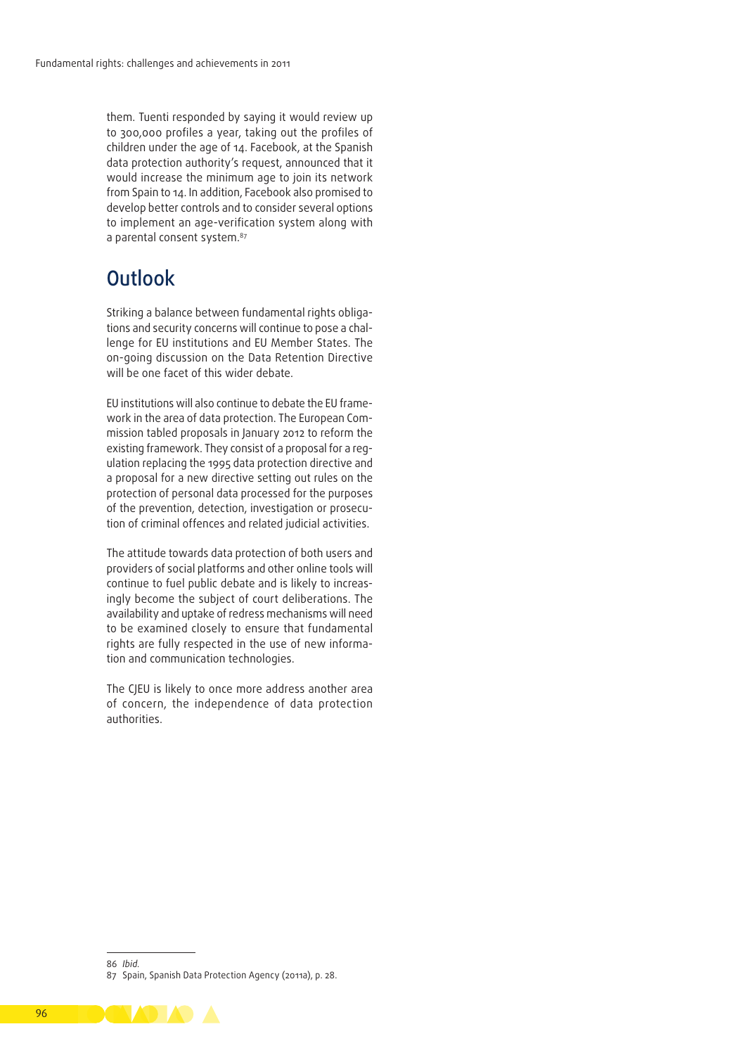them. Tuenti responded by saying it would review up to 300,000 profiles a year, taking out the profiles of children under the age of 14. Facebook, at the Spanish data protection authority's request, announced that it would increase the minimum age to join its network from Spain to 14. In addition, Facebook also promised to develop better controls and to consider several options to implement an age-verification system along with a parental consent system.[87]

## Outlook

Striking a balance between fundamental rights obligations and security concerns will continue to pose a challenge for EU institutions and EU Member States. The on-going discussion on the Data Retention Directive will be one facet of this wider debate.

EU institutions will also continue to debate the EU framework in the area of data protection. The European Commission tabled proposals in January 2012 to reform the existing framework. They consist of a proposal for a regulation replacing the 1995 data protection directive and a proposal for a new directive setting out rules on the protection of personal data processed for the purposes of the prevention, detection, investigation or prosecution of criminal offences and related judicial activities.

The attitude towards data protection of both users and providers of social platforms and other online tools will continue to fuel public debate and is likely to increasingly become the subject of court deliberations. The availability and uptake of redress mechanisms will need to be examined closely to ensure that fundamental rights are fully respected in the use of new information and communication technologies.

The CJEU is likely to once more address another area of concern, the independence of data protection authorities.

---

86 *Ibid.*

87 Spain, Spanish Data Protection Agency (2011a), p. 28.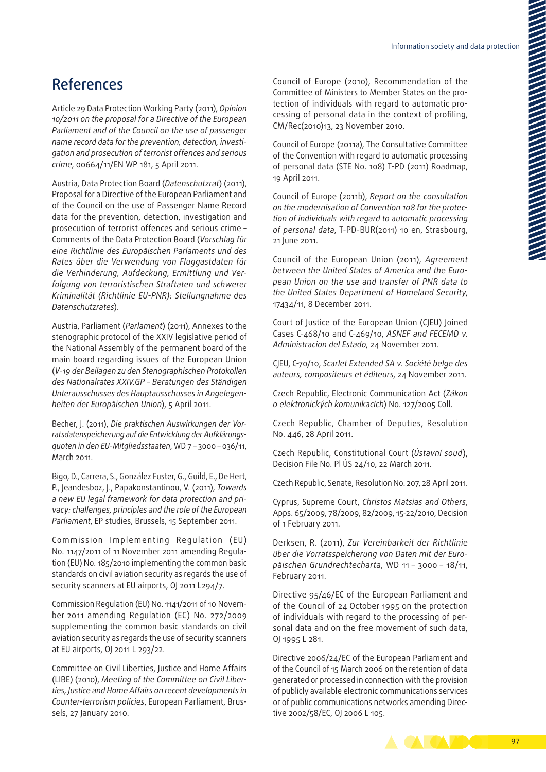## References

Article 29 Data Protection Working Party (2011), *Opinion 10/2011 on the proposal for a Directive of the European Parliament and of the Council on the use of passenger name record data for the prevention, detection, investigation and prosecution of terrorist offences and serious crime*, 00664/11/EN WP 181, 5 April 2011.

Austria, Data Protection Board (*Datenschutzrat*) (2011), Proposal for a Directive of the European Parliament and of the Council on the use of Passenger Name Record data for the prevention, detection, investigation and prosecution of terrorist offences and serious crime – Comments of the Data Protection Board (*Vorschlag für eine Richtlinie des Europäischen Parlaments und des Rates über die Verwendung von Fluggastdaten für die Verhinderung, Aufdeckung, Ermittlung und Verfolgung von terroristischen Straftaten und schwerer Kriminalität (Richtlinie EU-PNR): Stellungnahme des Datenschutzrates*).

Austria, Parliament (*Parlament*) (2011), Annexes to the stenographic protocol of the XXIV legislative period of the National Assembly of the permanent board of the main board regarding issues of the European Union (*V-19 der Beilagen zu den Stenographischen Protokollen des Nationalrates XXIV.GP – Beratungen des Ständigen Unterausschusses des Hauptausschusses in Angelegenheiten der Europäischen Union*), 5 April 2011.

Becher, J. (2011), *Die praktischen Auswirkungen der Vorratsdatenspeicherung auf die Entwicklung der Aufklärungsquoten in den EU-Mitgliedsstaaten*, WD 7 – 3000 – 036/11, March 2011.

Bigo, D., Carrera, S., González Fuster, G., Guild, E., De Hert, P., Jeandesboz, J., Papakonstantinou, V. (2011), *Towards a new EU legal framework for data protection and privacy: challenges, principles and the role of the European Parliament*, EP studies, Brussels, 15 September 2011.

Commission Implementing Regulation (EU) No. 1147/2011 of 11 November 2011 amending Regulation (EU) No. 185/2010 implementing the common basic standards on civil aviation security as regards the use of security scanners at EU airports, OJ 2011 L294/7.

Commission Regulation (EU) No. 1141/2011 of 10 November 2011 amending Regulation (EC) No. 272/2009 supplementing the common basic standards on civil aviation security as regards the use of security scanners at EU airports, OJ 2011 L 293/22.

Committee on Civil Liberties, Justice and Home Affairs (LIBE) (2010), *Meeting of the Committee on Civil Liberties, Justice and Home Affairs on recent developments in Counter-terrorism policies*, European Parliament, Brussels, 27 January 2010.

Council of Europe (2010), Recommendation of the Committee of Ministers to Member States on the protection of individuals with regard to automatic processing of personal data in the context of profiling, CM/Rec(2010)13, 23 November 2010.

Council of Europe (2011a), The Consultative Committee of the Convention with regard to automatic processing of personal data (STE No. 108) T-PD (2011) Roadmap, 19 April 2011.

Council of Europe (2011b), *Report on the consultation on the modernisation of Convention 108 for the protection of individuals with regard to automatic processing of personal data*, T-PD-BUR(2011) 10 en, Strasbourg, 21 June 2011.

Council of the European Union (2011), *Agreement between the United States of America and the European Union on the use and transfer of PNR data to the United States Department of Homeland Security*, 17434/11, 8 December 2011.

Court of Justice of the European Union (CJEU) Joined Cases C-468/10 and C-469/10, *ASNEF and FECEMD v. Administracion del Estado*, 24 November 2011.

CJEU, C-70/10, *Scarlet Extended SA v. Société belge des auteurs, compositeurs et éditeurs*, 24 November 2011.

Czech Republic, Electronic Communication Act (*Zákon o elektronických komunikacích*) No. 127/2005 Coll.

Czech Republic, Chamber of Deputies, Resolution No. 446, 28 April 2011.

Czech Republic, Constitutional Court (*Ústavní soud*), Decision File No. Pl ÚS 24/10, 22 March 2011.

Czech Republic, Senate, Resolution No. 207, 28 April 2011.

Cyprus, Supreme Court, *Christos Matsias and Others*, Apps. 65/2009, 78/2009, 82/2009, 15-22/2010, Decision of 1 February 2011.

Derksen, R. (2011), *Zur Vereinbarkeit der Richtlinie über die Vorratsspeicherung von Daten mit der Europäischen Grundrechtecharta*, WD 11 – 3000 – 18/11, February 2011.

Directive 95/46/EC of the European Parliament and of the Council of 24 October 1995 on the protection of individuals with regard to the processing of personal data and on the free movement of such data, OJ 1995 L 281.

Directive 2006/24/EC of the European Parliament and of the Council of 15 March 2006 on the retention of data generated or processed in connection with the provision of publicly available electronic communications services or of public communications networks amending Directive 2002/58/EC, OJ 2006 L 105.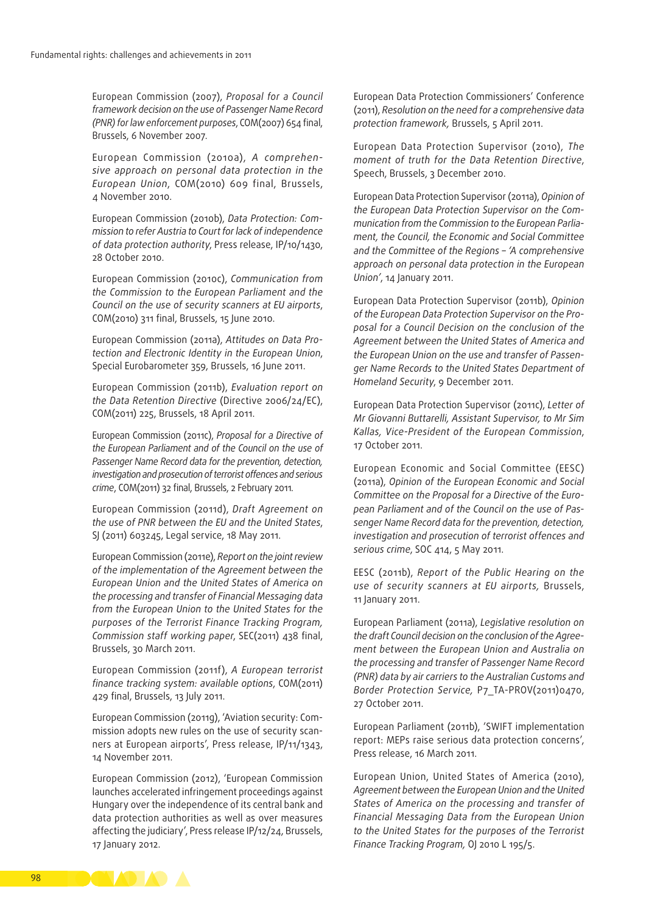European Commission (2007), *Proposal for a Council framework decision on the use of Passenger Name Record (PNR) for law enforcement purposes*, COM(2007) 654 final, Brussels, 6 November 2007.

European Commission (2010a), *A comprehensive approach on personal data protection in the European Union*, COM(2010) 609 final, Brussels, 4 November 2010.

European Commission (2010b), *Data Protection: Commission to refer Austria to Court for lack of independence of data protection authority*, Press release, IP/10/1430, 28 October 2010.

European Commission (2010c), *Communication from the Commission to the European Parliament and the Council on the use of security scanners at EU airports*, COM(2010) 311 final, Brussels, 15 June 2010.

European Commission (2011a), *Attitudes on Data Protection and Electronic Identity in the European Union*, Special Eurobarometer 359, Brussels, 16 June 2011.

European Commission (2011b), *Evaluation report on the Data Retention Directive* (Directive 2006/24/EC), COM(2011) 225, Brussels, 18 April 2011.

European Commission (2011c), *Proposal for a Directive of the European Parliament and of the Council on the use of Passenger Name Record for the prevention, detection, investigation and prosecution of terrorist offences and serious crime*, COM(2011) 32 final, Brussels, 2 February 2011.

European Commission (2011d), *Draft Agreement on the use of PNR between the EU and the United States*, SJ (2011) 603245, Legal service, 18 May 2011.

European Commission (2011e), *Report on the joint review of the implementation of the Agreement between the European Union and the United States of America on the processing and transfer of Financial Messaging data from the European Union to the United States for the purposes of the Terrorist Finance Tracking Program, Commission staff working paper*, SEC(2011) 438 final, Brussels, 30 March 2011.

European Commission (2011f), *A European terrorist finance tracking system: available options*, COM(2011) 429 final, Brussels, 13 July 2011.

European Commission (2011g), 'Aviation security: Commission adopts new rules on the use of security scanners at European airports', Press release, IP/11/1343, 14 November 2011.

European Commission (2012), 'European Commission launches accelerated infringement proceedings against Hungary over the independence of its central bank and data protection authorities as well as over measures affecting the judiciary', Press release IP/12/24, Brussels, 17 January 2012.

European Data Protection Commissioners' Conference (2011), *Resolution on the need for a comprehensive data protection framework,* Brussels, 5 April 2011.

European Data Protection Supervisor (2010), *The moment of truth for the Data Retention Directive*, Speech, Brussels, 3 December 2010.

European Data Protection Supervisor (2011a), *Opinion of the European Data Protection Supervisor on the Communication from the Commission to the European Parliament, the Council, the Economic and Social Committee and the Committee of the Regions – 'A comprehensive approach on personal data protection in the European Union'*, 14 January 2011.

European Data Protection Supervisor (2011b), *Opinion of the European Data Protection Supervisor on the Proposal for a Council Decision on the conclusion of the Agreement between the United States of America and the European Union on the use and transfer of Passenger Name Records to the United States Department of Homeland Security*, 9 December 2011.

European Data Protection Supervisor (2011c), *Letter of Mr Giovanni Buttarelli, Assistant Supervisor, to Mr Sim Kallas, Vice-President of the European Commission*, 17 October 2011.

European Economic and Social Committee (EESC) (2011a), *Opinion of the European Economic and Social Committee on the Proposal for a Directive of the European Parliament and of the Council on the use of Passenger Name Record data for the prevention, detection, investigation and prosecution of terrorist offences and serious crime*, SOC 414, 5 May 2011.

EESC (2011b), *Report of the Public Hearing on the use of security scanners at EU airports,* Brussels, 11 January 2011.

European Parliament (2011a), *Legislative resolution on the draft Council decision on the conclusion of the Agreement between the European Union and Australia on the processing and transfer of Passenger Name Record (PNR) data by air carriers to the Australian Customs and Border Protection Service,* P7_TA-PROV(2011)0470, 27 October 2011.

European Parliament (2011b), 'SWIFT implementation report: MEPs raise serious data protection concerns', Press release, 16 March 2011.

European Union, United States of America (2010), *Agreement between the European Union and the United States of America on the processing and transfer of Financial Messaging Data from the European Union to the United States for the purposes of the Terrorist Finance Tracking Program,* OJ 2010 L 195/5.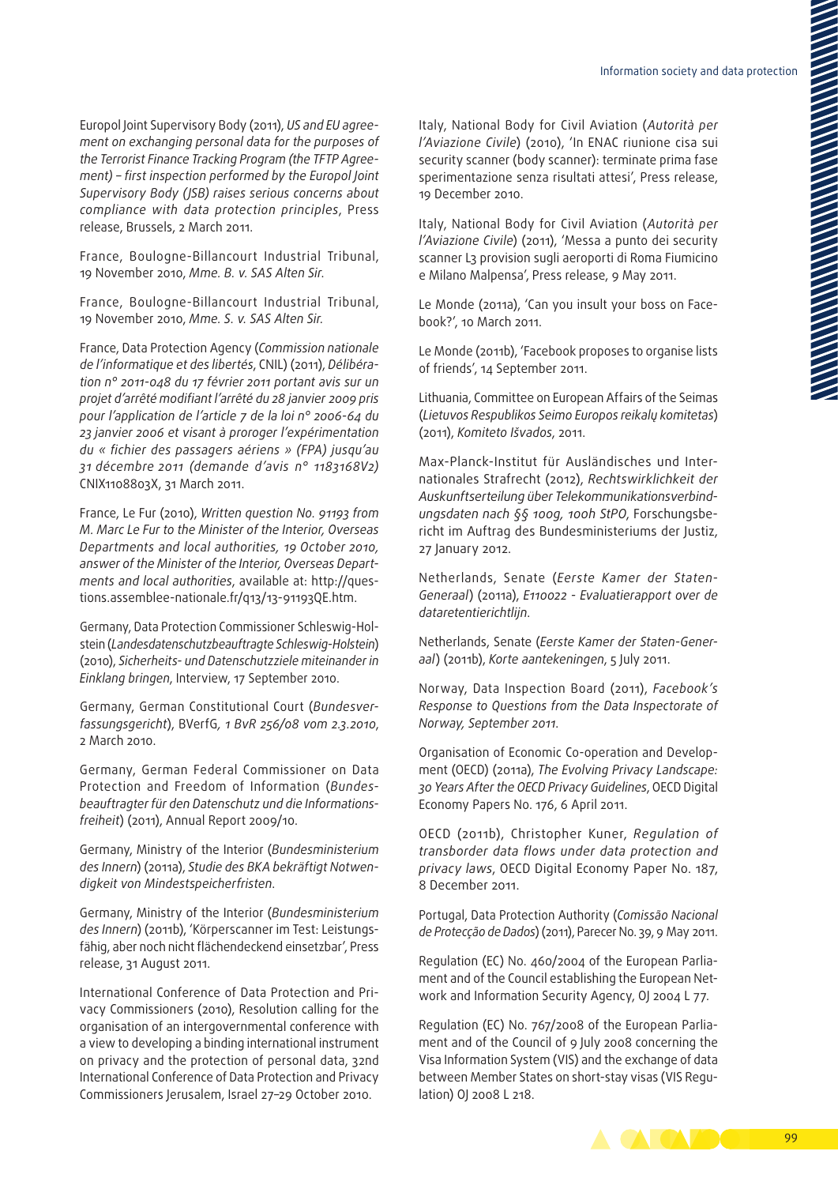Europol Joint Supervisory Body (2011), *US and EU agreement on exchanging personal data for the purposes of the Terrorist Finance Tracking Program (the TFTP Agreement) – first inspection performed by the Europol Joint Supervisory Body (JSB) raises serious concerns about compliance with data protection principles*, Press release, Brussels, 2 March 2011.

France, Boulogne-Billancourt Industrial Tribunal, 19 November 2010, *Mme. B. v. SAS Alten Sir.*

France, Boulogne-Billancourt Industrial Tribunal, 19 November 2010, *Mme. S. v. SAS Alten Sir.*

France, Data Protection Agency (*Commission nationale de l'informatique et des libertés*, CNIL) (2011), *Délibération n° 2011-048 du 17 février 2011 portant avis sur un projet d'arrêté modifiant l'arrêté du 28 janvier 2009 pris pour l'application de l'article 7 de la loi n° 2006-64 du 23 janvier 2006 et visant à proroger l'expérimentation du « fichier des passagers aériens » (FPA) jusqu'au 31 décembre 2011 (demande d'avis n° 1183168V2)* CNIX1108803X, 31 March 2011.

France, Le Fur (2010), *Written question No. 91193 from M. Marc Le Fur to the Minister of the Interior, Overseas Departments and local authorities, 19 October 2010, answer of the Minister of the Interior, Overseas Departments and local authorities*, available at: http://questions.assemblee-nationale.fr/q13/13-91193QE.htm.

Germany, Data Protection Commissioner Schleswig-Holstein (*Landesdatenschutzbeauftragte Schleswig-Holstein*) (2010), *Sicherheits- und Datenschutzziele miteinander in Einklang bringen*, Interview, 17 September 2010.

Germany, German Constitutional Court (*Bundesverfassungsgericht*), BVerfG, *1 BvR 256/08 vom 2.3.2010*, 2 March 2010.

Germany, German Federal Commissioner on Data Protection and Freedom of Information (*Bundesbeauftragter für den Datenschutz und die Informationsfreiheit*) (2011), Annual Report 2009/10.

Germany, Ministry of the Interior (*Bundesministerium des Innern*) (2011a), *Studie des BKA bekräftigt Notwendigkeit von Mindestspeicherfristen*.

Germany, Ministry of the Interior (*Bundesministerium des Innern*) (2011b), 'Körperscanner im Test: Leistungsfähig, aber noch nicht flächendeckend einsetzbar', Press release, 31 August 2011.

International Conference of Data Protection and Privacy Commissioners (2010), Resolution calling for the organisation of an intergovernmental conference with a view to developing a binding international instrument on privacy and the protection of personal data, 32nd International Conference of Data Protection and Privacy Commissioners Jerusalem, Israel 27–29 October 2010.

Italy, National Body for Civil Aviation (*Autorità per l'Aviazione Civile*) (2010), 'In ENAC riunione cisa sui security scanner (body scanner): terminate prima fase sperimentazione senza risultati attesi', Press release, 19 December 2010.

Italy, National Body for Civil Aviation (*Autorità per l'Aviazione Civile*) (2011), 'Messa a punto dei security scanner L3 provision sugli aeroporti di Roma Fiumicino e Milano Malpensa', Press release, 9 May 2011.

Le Monde (2011a), 'Can you insult your boss on Facebook?', 10 March 2011.

Le Monde (2011b), 'Facebook proposes to organise lists of friends', 14 September 2011.

Lithuania, Committee on European Affairs of the Seimas (*Lietuvos Respublikos Seimo Europos reikalų komitetas*) (2011), *Komiteto Išvados*, 2011.

Max-Planck-Institut für Ausländisches und Internationales Strafrecht (2012), *Rechtswirklichkeit der Auskunftserteilung über Telekommunikationsverbindungsdaten nach §§ 100g, 100h StPO*, Forschungsbericht im Auftrag des Bundesministeriums der Justiz, 27 January 2012.

Netherlands, Senate (*Eerste Kamer der Staten-Generaal*) (2011a), *E110022 - Evaluatierapport over de dataretentierichtlijn*.

Netherlands, Senate (*Eerste Kamer der Staten-Generaal*) (2011b), *Korte aantekeningen*, 5 July 2011.

Norway, Data Inspection Board (2011), *Facebook's Response to Questions from the Data Inspectorate of Norway, September 2011*.

Organisation of Economic Co-operation and Development (OECD) (2011a), *The Evolving Privacy Landscape: 30 Years After the OECD Privacy Guidelines*, OECD Digital Economy Papers No. 176, 6 April 2011.

OECD (2011b), Christopher Kuner, *Regulation of transborder data flows under data protection and privacy laws*, OECD Digital Economy Paper No. 187, 8 December 2011.

Portugal, Data Protection Authority (*Comissão Nacional de Protecção de Dados*) (2011), Parecer No. 39, 9 May 2011.

Regulation (EC) No. 460/2004 of the European Parliament and of the Council establishing the European Network and Information Security Agency, OJ 2004 L 77.

Regulation (EC) No. 767/2008 of the European Parliament and of the Council of 9 July 2008 concerning the Visa Information System (VIS) and the exchange of data between Member States on short-stay visas (VIS Regulation) OJ 2008 L 218.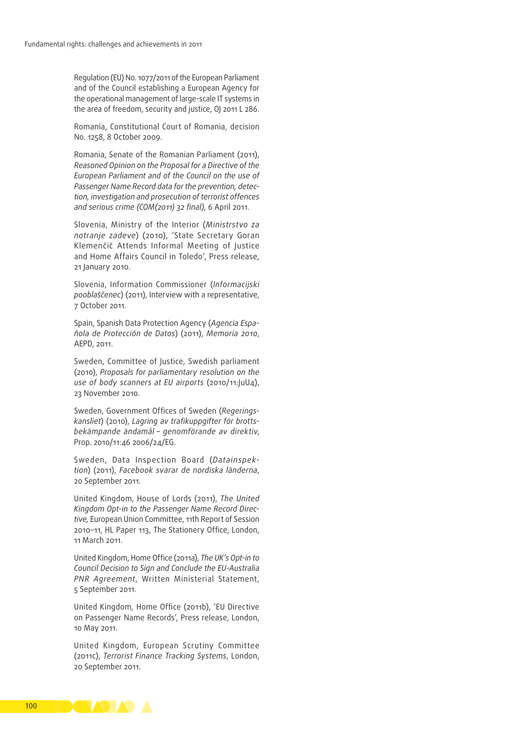Regulation (EU) No. 1077/2011 of the European Parliament and of the Council establishing a European Agency for the operational management of large-scale IT systems in the area of freedom, security and justice, OJ 2011 L 286.

Romania, Constitutional Court of Romania, decision No. 1258, 8 October 2009.

Romania, Senate of the Romanian Parliament (2011), *Reasoned Opinion on the Proposal for a Directive of the European Parliament and of the Council on the use of Passenger Name Record data for the prevention, detection, investigation and prosecution of terrorist offences and serious crime (COM(2011) 32 final)*, 6 April 2011.

Slovenia, Ministry of the Interior (*Ministrstvo za notranje zadeve*) (2010), 'State Secretary Goran Klemenčič Attends Informal Meeting of Justice and Home Affairs Council in Toledo', Press release, 21 January 2010.

Slovenia, Information Commissioner (*Informacijski pooblaščenec*) (2011), Interview with a representative, 7 October 2011.

Spain, Spanish Data Protection Agency (*Agencia Española de Protección de Datos*) (2011), *Memoria 2010*, AEPD, 2011.

Sweden, Committee of Justice, Swedish parliament (2010), *Proposals for parliamentary resolution on the use of body scanners at EU airports* (2010/11:JuU4), 23 November 2010.

Sweden, Government Offices of Sweden (*Regeringskansliet*) (2010), *Lagring av trafikuppgifter för brottsbekämpande ändamål – genomförande av direktiv*, Prop. 2010/11:46 2006/24/EG.

Sweden, Data Inspection Board (*Datainspektion*) (2011), *Facebook svarar de nordiska länderna*, 20 September 2011.

United Kingdom, House of Lords (2011), *The United Kingdom Opt-in to the Passenger Name Record Directive,* European Union Committee, 11th Report of Session 2010–11, HL Paper 113, The Stationery Office, London, 11 March 2011.

United Kingdom, Home Office (2011a), *The UK's Opt-in to Council Decision to Sign and Conclude the EU-Australia PNR Agreement*, Written Ministerial Statement, 5 September 2011.

United Kingdom, Home Office (2011b), 'EU Directive on Passenger Name Records', Press release, London, 10 May 2011.

United Kingdom, European Scrutiny Committee (2011c), *Terrorist Finance Tracking Systems*, London, 20 September 2011.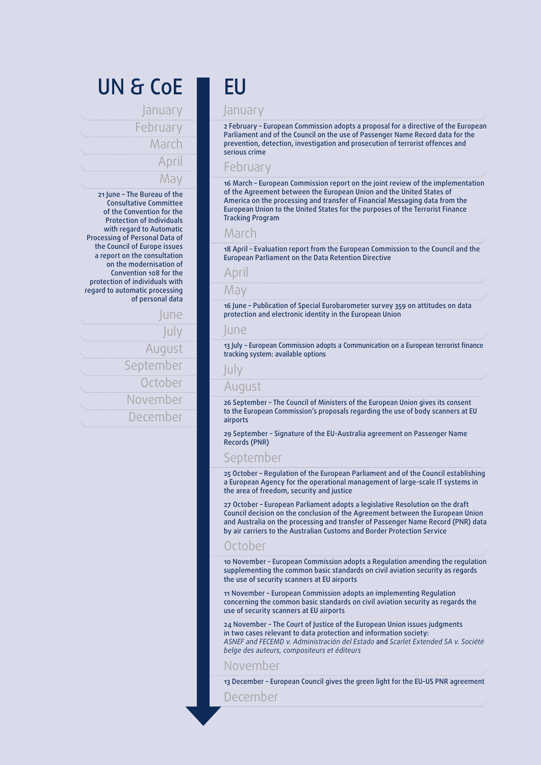## UN & CoE

January

February

March

April

May

21 June – The Bureau of the Consultative Committee of the Convention for the Protection of Individuals with regard to Automatic Processing of Personal Data of the Council of Europe issues a report on the consultation on the modernisation of Convention 108 for the protection of individuals with regard to automatic processing of personal data

June

July

August

September

October

November

December

## EU

January

2 February – European Commission adopts a proposal for a directive of the European Parliament and of the Council on the use of Passenger Name Record data for the prevention, detection, investigation and prosecution of terrorist offences and serious crime

February

16 March – European Commission report on the joint review of the implementation of the Agreement between the European Union and the United States of America on the processing and transfer of Financial Messaging data from the European Union to the United States for the purposes of the Terrorist Finance Tracking Program

March

18 April – Evaluation report from the European Commission to the Council and the European Parliament on the Data Retention Directive

April

May

16 June – Publication of Special Eurobarometer survey 359 on attitudes on data protection and electronic identity in the European Union

June

13 July – European Commission adopts a Communication on a European terrorist finance tracking system: available options

July

August

26 September – The Council of Ministers of the European Union gives its consent to the European Commission's proposals regarding the use of body scanners at EU airports

29 September – Signature of the EU-Australia agreement on Passenger Name Records (PNR)

September

25 October – Regulation of the European Parliament and of the Council establishing a European Agency for the operational management of large-scale IT systems in the area of freedom, security and justice

27 October – European Parliament adopts a legislative Resolution on the draft Council decision on the conclusion of the Agreement between the European Union and Australia on the processing and transfer of Passenger Name Record (PNR) data by air carriers to the Australian Customs and Border Protection Service

October

10 November – European Commission adopts a Regulation amending the regulation supplementing the common basic standards on civil aviation security as regards the use of security scanners at EU airports

11 November – European Commission adopts an implementing Regulation concerning the common basic standards on civil aviation security as regards the use of security scanners at EU airports

24 November – The Court of Justice of the European Union issues judgments in two cases relevant to data protection and information society: *ASNEF and FECEMD v. Administración del Estado* and *Scarlet Extended SA v. Société belge des auteurs, compositeurs et éditeurs*

November

13 December – European Council gives the green light for the EU-US PNR agreement

December